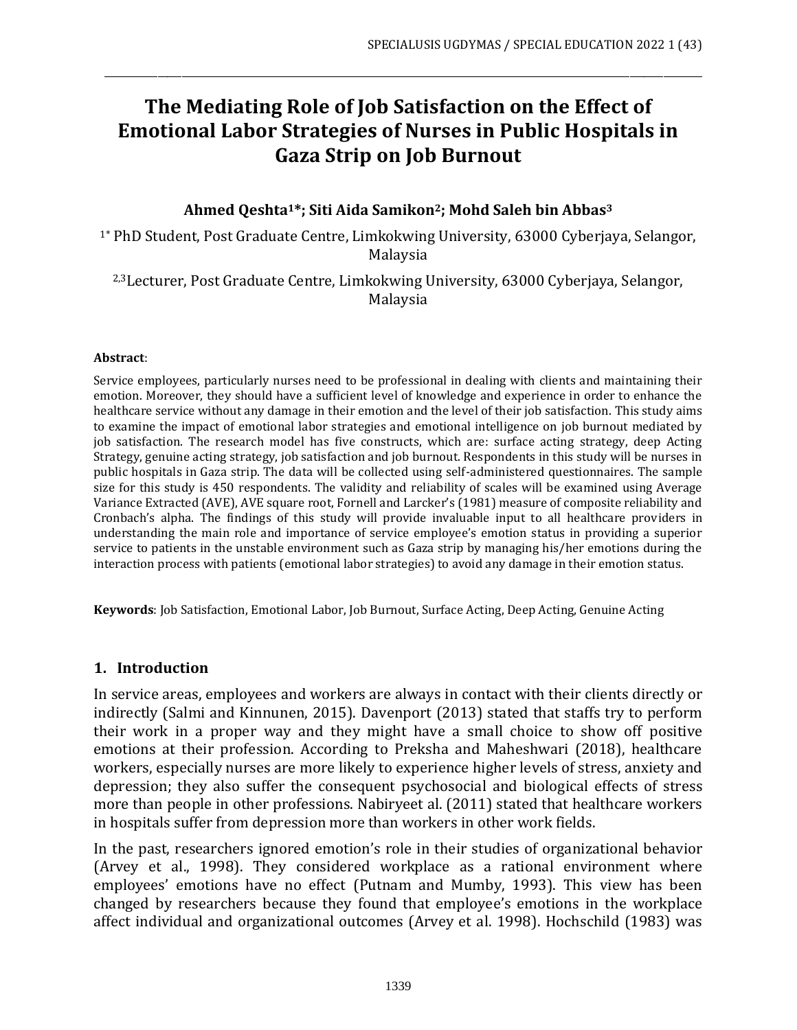# The Mediating Role of Job Satisfaction on the Effect of Emotional Labor Strategies of Nurses in Public Hospitals in Gaza Strip on Job Burnout

**Ahmed Qeshta[1]\*; Siti Aida Samikon[2]; Mohd Saleh bin Abbas[3]**

[1]\* PhD Student, Post Graduate Centre, Limkokwing University, 63000 Cyberjaya, Selangor, Malaysia

[2,3]Lecturer, Post Graduate Centre, Limkokwing University, 63000 Cyberjaya, Selangor, Malaysia

**Abstract**:

Service employees, particularly nurses need to be professional in dealing with clients and maintaining their emotion. Moreover, they should have a sufficient level of knowledge and experience in order to enhance the healthcare service without any damage in their emotion and the level of their job satisfaction. This study aims to examine the impact of emotional labor strategies and emotional intelligence on job burnout mediated by job satisfaction. The research model has five constructs, which are: surface acting strategy, deep Acting Strategy, genuine acting strategy, job satisfaction and job burnout. Respondents in this study will be nurses in public hospitals in Gaza strip. The data will be collected using self-administered questionnaires. The sample size for this study is 450 respondents. The validity and reliability of scales will be examined using Average Variance Extracted (AVE), AVE square root, Fornell and Larcker's (1981) measure of composite reliability and Cronbach's alpha. The findings of this study will provide invaluable input to all healthcare providers in understanding the main role and importance of service employee's emotion status in providing a superior service to patients in the unstable environment such as Gaza strip by managing his/her emotions during the interaction process with patients (emotional labor strategies) to avoid any damage in their emotion status.

**Keywords**: Job Satisfaction, Emotional Labor, Job Burnout, Surface Acting, Deep Acting, Genuine Acting

## 1. Introduction

In service areas, employees and workers are always in contact with their clients directly or indirectly (Salmi and Kinnunen, 2015). Davenport (2013) stated that staffs try to perform their work in a proper way and they might have a small choice to show off positive emotions at their profession. According to Preksha and Maheshwari (2018), healthcare workers, especially nurses are more likely to experience higher levels of stress, anxiety and depression; they also suffer the consequent psychosocial and biological effects of stress more than people in other professions. Nabiryeet al. (2011) stated that healthcare workers in hospitals suffer from depression more than workers in other work fields.

In the past, researchers ignored emotion's role in their studies of organizational behavior (Arvey et al., 1998). They considered workplace as a rational environment where employees' emotions have no effect (Putnam and Mumby, 1993). This view has been changed by researchers because they found that employee's emotions in the workplace affect individual and organizational outcomes (Arvey et al. 1998). Hochschild (1983) was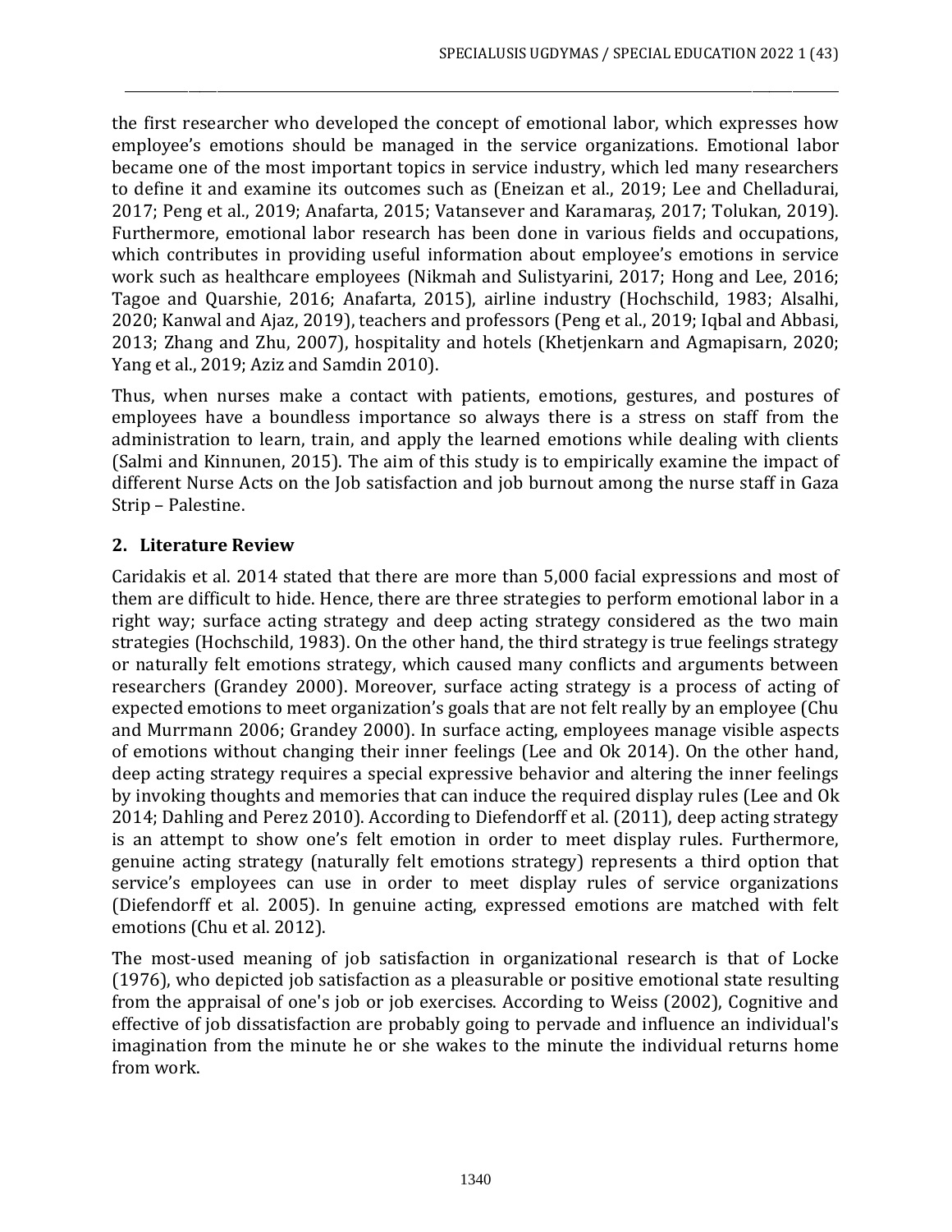the first researcher who developed the concept of emotional labor, which expresses how employee's emotions should be managed in the service organizations. Emotional labor became one of the most important topics in service industry, which led many researchers to define it and examine its outcomes such as (Eneizan et al., 2019; Lee and Chelladurai, 2017; Peng et al., 2019; Anafarta, 2015; Vatansever and Karamaraş, 2017; Tolukan, 2019). Furthermore, emotional labor research has been done in various fields and occupations, which contributes in providing useful information about employee's emotions in service work such as healthcare employees (Nikmah and Sulistyarini, 2017; Hong and Lee, 2016; Tagoe and Quarshie, 2016; Anafarta, 2015), airline industry (Hochschild, 1983; Alsalhi, 2020; Kanwal and Ajaz, 2019), teachers and professors (Peng et al., 2019; Iqbal and Abbasi, 2013; Zhang and Zhu, 2007), hospitality and hotels (Khetjenkarn and Agmapisarn, 2020; Yang et al., 2019; Aziz and Samdin 2010).

Thus, when nurses make a contact with patients, emotions, gestures, and postures of employees have a boundless importance so always there is a stress on staff from the administration to learn, train, and apply the learned emotions while dealing with clients (Salmi and Kinnunen, 2015). The aim of this study is to empirically examine the impact of different Nurse Acts on the Job satisfaction and job burnout among the nurse staff in Gaza Strip – Palestine.

## 2. Literature Review

Caridakis et al. 2014 stated that there are more than 5,000 facial expressions and most of them are difficult to hide. Hence, there are three strategies to perform emotional labor in a right way; surface acting strategy and deep acting strategy considered as the two main strategies (Hochschild, 1983). On the other hand, the third strategy is true feelings strategy or naturally felt emotions strategy, which caused many conflicts and arguments between researchers (Grandey 2000). Moreover, surface acting strategy is a process of acting of expected emotions to meet organization's goals that are not felt really by an employee (Chu and Murrmann 2006; Grandey 2000). In surface acting, employees manage visible aspects of emotions without changing their inner feelings (Lee and Ok 2014). On the other hand, deep acting strategy requires a special expressive behavior and altering the inner feelings by invoking thoughts and memories that can induce the required display rules (Lee and Ok 2014; Dahling and Perez 2010). According to Diefendorff et al. (2011), deep acting strategy is an attempt to show one's felt emotion in order to meet display rules. Furthermore, genuine acting strategy (naturally felt emotions strategy) represents a third option that service's employees can use in order to meet display rules of service organizations (Diefendorff et al. 2005). In genuine acting, expressed emotions are matched with felt emotions (Chu et al. 2012).

The most-used meaning of job satisfaction in organizational research is that of Locke (1976), who depicted job satisfaction as a pleasurable or positive emotional state resulting from the appraisal of one's job or job exercises. According to Weiss (2002), Cognitive and effective of job dissatisfaction are probably going to pervade and influence an individual's imagination from the minute he or she wakes to the minute the individual returns home from work.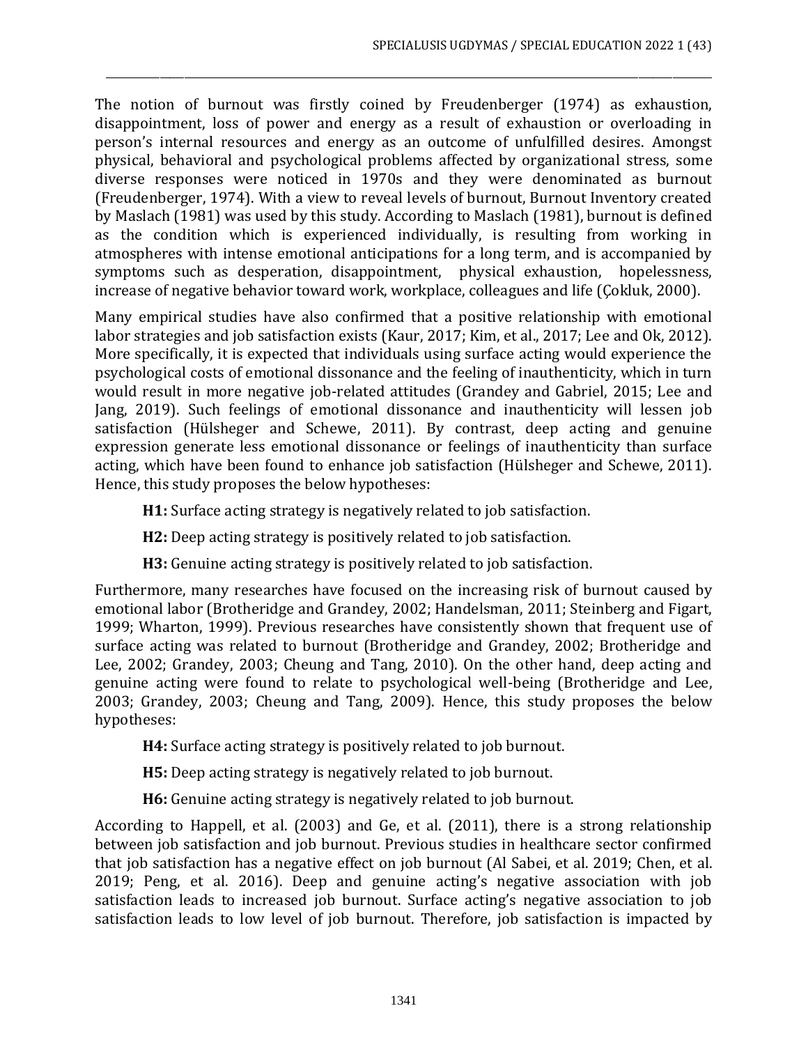The notion of burnout was firstly coined by Freudenberger (1974) as exhaustion, disappointment, loss of power and energy as a result of exhaustion or overloading in person's internal resources and energy as an outcome of unfulfilled desires. Amongst physical, behavioral and psychological problems affected by organizational stress, some diverse responses were noticed in 1970s and they were denominated as burnout (Freudenberger, 1974). With a view to reveal levels of burnout, Burnout Inventory created by Maslach (1981) was used by this study. According to Maslach (1981), burnout is defined as the condition which is experienced individually, is resulting from working in atmospheres with intense emotional anticipations for a long term, and is accompanied by symptoms such as desperation, disappointment, physical exhaustion, hopelessness, increase of negative behavior toward work, workplace, colleagues and life (Çokluk, 2000).

Many empirical studies have also confirmed that a positive relationship with emotional labor strategies and job satisfaction exists (Kaur, 2017; Kim, et al., 2017; Lee and Ok, 2012). More specifically, it is expected that individuals using surface acting would experience the psychological costs of emotional dissonance and the feeling of inauthenticity, which in turn would result in more negative job-related attitudes (Grandey and Gabriel, 2015; Lee and Jang, 2019). Such feelings of emotional dissonance and inauthenticity will lessen job satisfaction (Hülsheger and Schewe, 2011). By contrast, deep acting and genuine expression generate less emotional dissonance or feelings of inauthenticity than surface acting, which have been found to enhance job satisfaction (Hülsheger and Schewe, 2011). Hence, this study proposes the below hypotheses:

**H1:** Surface acting strategy is negatively related to job satisfaction.

**H2:** Deep acting strategy is positively related to job satisfaction.

**H3:** Genuine acting strategy is positively related to job satisfaction.

Furthermore, many researches have focused on the increasing risk of burnout caused by emotional labor (Brotheridge and Grandey, 2002; Handelsman, 2011; Steinberg and Figart, 1999; Wharton, 1999). Previous researches have consistently shown that frequent use of surface acting was related to burnout (Brotheridge and Grandey, 2002; Brotheridge and Lee, 2002; Grandey, 2003; Cheung and Tang, 2010). On the other hand, deep acting and genuine acting were found to relate to psychological well-being (Brotheridge and Lee, 2003; Grandey, 2003; Cheung and Tang, 2009). Hence, this study proposes the below hypotheses:

**H4:** Surface acting strategy is positively related to job burnout.

**H5:** Deep acting strategy is negatively related to job burnout.

**H6:** Genuine acting strategy is negatively related to job burnout.

According to Happell, et al. (2003) and Ge, et al. (2011), there is a strong relationship between job satisfaction and job burnout. Previous studies in healthcare sector confirmed that job satisfaction has a negative effect on job burnout (Al Sabei, et al. 2019; Chen, et al. 2019; Peng, et al. 2016). Deep and genuine acting's negative association with job satisfaction leads to increased job burnout. Surface acting's negative association to job satisfaction leads to low level of job burnout. Therefore, job satisfaction is impacted by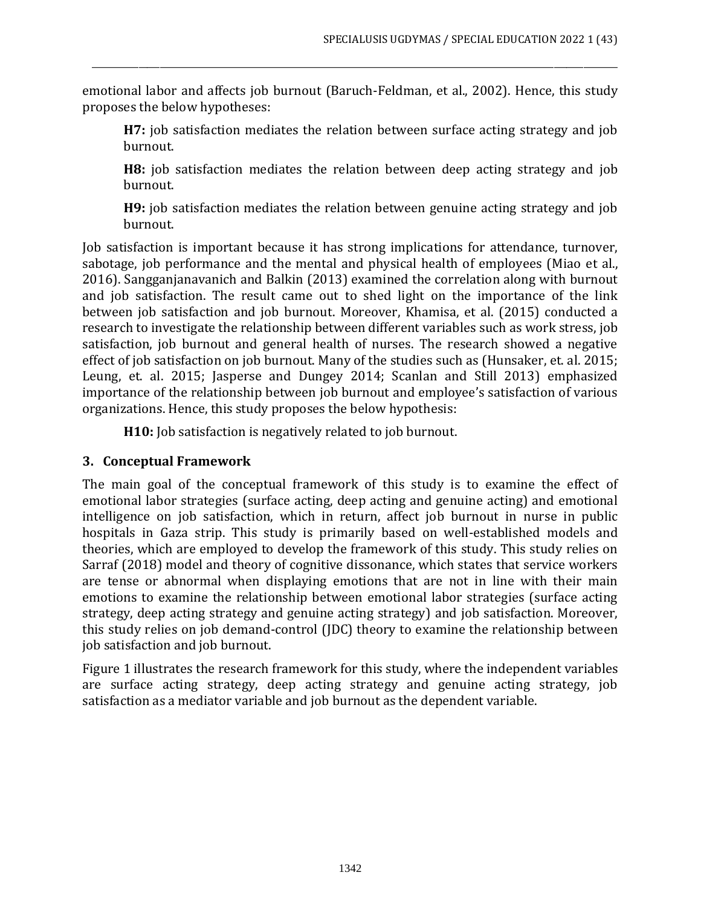emotional labor and affects job burnout (Baruch-Feldman, et al., 2002). Hence, this study proposes the below hypotheses:

> **H7:** job satisfaction mediates the relation between surface acting strategy and job burnout.
>
> **H8:** job satisfaction mediates the relation between deep acting strategy and job burnout.
>
> **H9:** job satisfaction mediates the relation between genuine acting strategy and job burnout.

Job satisfaction is important because it has strong implications for attendance, turnover, sabotage, job performance and the mental and physical health of employees (Miao et al., 2016). Sangganjanavanich and Balkin (2013) examined the correlation along with burnout and job satisfaction. The result came out to shed light on the importance of the link between job satisfaction and job burnout. Moreover, Khamisa, et al. (2015) conducted a research to investigate the relationship between different variables such as work stress, job satisfaction, job burnout and general health of nurses. The research showed a negative effect of job satisfaction on job burnout. Many of the studies such as (Hunsaker, et. al. 2015; Leung, et. al. 2015; Jasperse and Dungey 2014; Scanlan and Still 2013) emphasized importance of the relationship between job burnout and employee's satisfaction of various organizations. Hence, this study proposes the below hypothesis:

> **H10:** Job satisfaction is negatively related to job burnout.

## 3. Conceptual Framework

The main goal of the conceptual framework of this study is to examine the effect of emotional labor strategies (surface acting, deep acting and genuine acting) and emotional intelligence on job satisfaction, which in return, affect job burnout in nurse in public hospitals in Gaza strip. This study is primarily based on well-established models and theories, which are employed to develop the framework of this study. This study relies on Sarraf (2018) model and theory of cognitive dissonance, which states that service workers are tense or abnormal when displaying emotions that are not in line with their main emotions to examine the relationship between emotional labor strategies (surface acting strategy, deep acting strategy and genuine acting strategy) and job satisfaction. Moreover, this study relies on job demand-control (JDC) theory to examine the relationship between job satisfaction and job burnout.

Figure 1 illustrates the research framework for this study, where the independent variables are surface acting strategy, deep acting strategy and genuine acting strategy, job satisfaction as a mediator variable and job burnout as the dependent variable.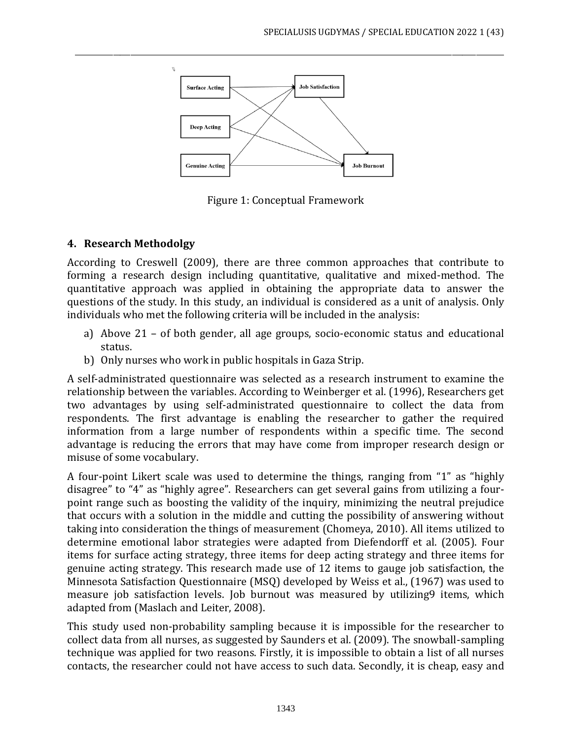Figure 1: Conceptual Framework

## 4. Research Methodolgy

According to Creswell (2009), there are three common approaches that contribute to forming a research design including quantitative, qualitative and mixed-method. The quantitative approach was applied in obtaining the appropriate data to answer the questions of the study. In this study, an individual is considered as a unit of analysis. Only individuals who met the following criteria will be included in the analysis:

a) Above 21 – of both gender, all age groups, socio-economic status and educational status.
b) Only nurses who work in public hospitals in Gaza Strip.

A self-administrated questionnaire was selected as a research instrument to examine the relationship between the variables. According to Weinberger et al. (1996), Researchers get two advantages by using self-administrated questionnaire to collect the data from respondents. The first advantage is enabling the researcher to gather the required information from a large number of respondents within a specific time. The second advantage is reducing the errors that may have come from improper research design or misuse of some vocabulary.

A four-point Likert scale was used to determine the things, ranging from "1" as "highly disagree" to "4" as "highly agree". Researchers can get several gains from utilizing a four-point range such as boosting the validity of the inquiry, minimizing the neutral prejudice that occurs with a solution in the middle and cutting the possibility of answering without taking into consideration the things of measurement (Chomeya, 2010). All items utilized to determine emotional labor strategies were adapted from Diefendorff et al. (2005). Four items for surface acting strategy, three items for deep acting strategy and three items for genuine acting strategy. This research made use of 12 items to gauge job satisfaction, the Minnesota Satisfaction Questionnaire (MSQ) developed by Weiss et al., (1967) was used to measure job satisfaction levels. Job burnout was measured by utilizing9 items, which adapted from (Maslach and Leiter, 2008).

This study used non-probability sampling because it is impossible for the researcher to collect data from all nurses, as suggested by Saunders et al. (2009). The snowball-sampling technique was applied for two reasons. Firstly, it is impossible to obtain a list of all nurses contacts, the researcher could not have access to such data. Secondly, it is cheap, easy and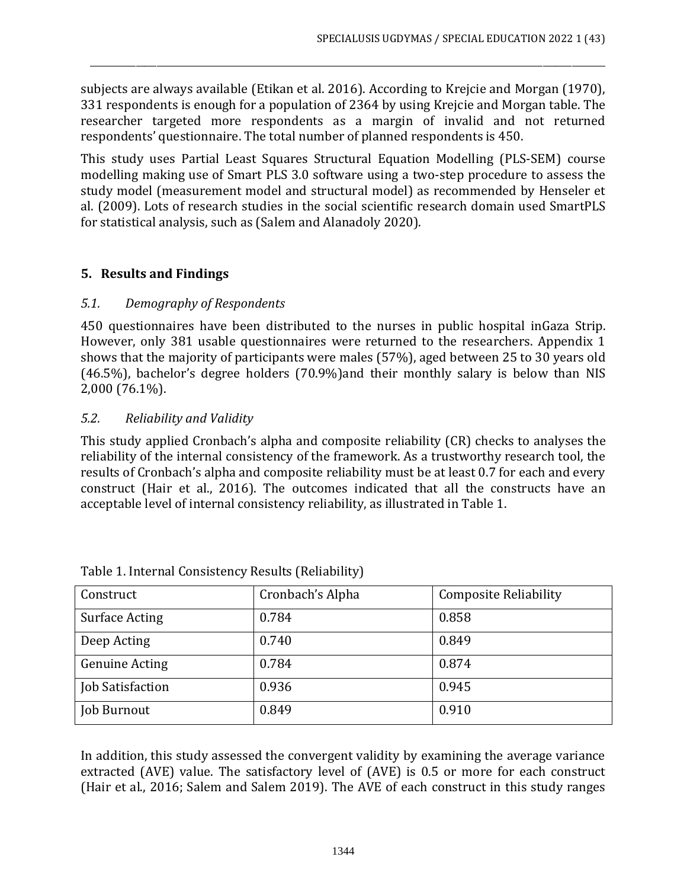subjects are always available (Etikan et al. 2016). According to Krejcie and Morgan (1970), 331 respondents is enough for a population of 2364 by using Krejcie and Morgan table. The researcher targeted more respondents as a margin of invalid and not returned respondents' questionnaire. The total number of planned respondents is 450.

This study uses Partial Least Squares Structural Equation Modelling (PLS-SEM) course modelling making use of Smart PLS 3.0 software using a two-step procedure to assess the study model (measurement model and structural model) as recommended by Henseler et al. (2009). Lots of research studies in the social scientific research domain used SmartPLS for statistical analysis, such as (Salem and Alanadoly 2020).

## 5. Results and Findings

### *5.1. Demography of Respondents*

450 questionnaires have been distributed to the nurses in public hospital inGaza Strip. However, only 381 usable questionnaires were returned to the researchers. Appendix 1 shows that the majority of participants were males (57%), aged between 25 to 30 years old (46.5%), bachelor's degree holders (70.9%)and their monthly salary is below than NIS 2,000 (76.1%).

### *5.2. Reliability and Validity*

This study applied Cronbach's alpha and composite reliability (CR) checks to analyses the reliability of the internal consistency of the framework. As a trustworthy research tool, the results of Cronbach's alpha and composite reliability must be at least 0.7 for each and every construct (Hair et al., 2016). The outcomes indicated that all the constructs have an acceptable level of internal consistency reliability, as illustrated in Table 1.

Table 1. Internal Consistency Results (Reliability)

| Construct | Cronbach's Alpha | Composite Reliability |
|---|---|---|
| Surface Acting | 0.784 | 0.858 |
| Deep Acting | 0.740 | 0.849 |
| Genuine Acting | 0.784 | 0.874 |
| Job Satisfaction | 0.936 | 0.945 |
| Job Burnout | 0.849 | 0.910 |

In addition, this study assessed the convergent validity by examining the average variance extracted (AVE) value. The satisfactory level of (AVE) is 0.5 or more for each construct (Hair et al., 2016; Salem and Salem 2019). The AVE of each construct in this study ranges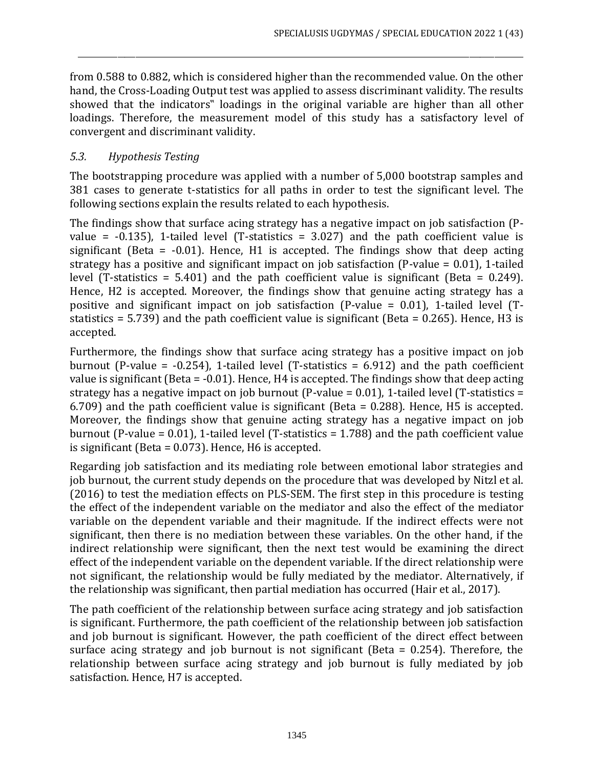from 0.588 to 0.882, which is considered higher than the recommended value. On the other hand, the Cross-Loading Output test was applied to assess discriminant validity. The results showed that the indicators�because loadings in the original variable are higher than all other loadings. Therefore, the measurement model of this study has a satisfactory level of convergent and discriminant validity.

### *5.3. Hypothesis Testing*

The bootstrapping procedure was applied with a number of 5,000 bootstrap samples and 381 cases to generate t-statistics for all paths in order to test the significant level. The following sections explain the results related to each hypothesis.

The findings show that surface acing strategy has a negative impact on job satisfaction (P-value = -0.135), 1-tailed level (T-statistics = 3.027) and the path coefficient value is significant (Beta = -0.01). Hence, H1 is accepted. The findings show that deep acting strategy has a positive and significant impact on job satisfaction (P-value = 0.01), 1-tailed level (T-statistics = 5.401) and the path coefficient value is significant (Beta = 0.249). Hence, H2 is accepted. Moreover, the findings show that genuine acting strategy has a positive and significant impact on job satisfaction (P-value = 0.01), 1-tailed level (T-statistics = 5.739) and the path coefficient value is significant (Beta = 0.265). Hence, H3 is accepted.

Furthermore, the findings show that surface acing strategy has a positive impact on job burnout (P-value = -0.254), 1-tailed level (T-statistics = 6.912) and the path coefficient value is significant (Beta = -0.01). Hence, H4 is accepted. The findings show that deep acting strategy has a negative impact on job burnout (P-value = 0.01), 1-tailed level (T-statistics = 6.709) and the path coefficient value is significant (Beta = 0.288). Hence, H5 is accepted. Moreover, the findings show that genuine acting strategy has a negative impact on job burnout (P-value = 0.01), 1-tailed level (T-statistics = 1.788) and the path coefficient value is significant (Beta = 0.073). Hence, H6 is accepted.

Regarding job satisfaction and its mediating role between emotional labor strategies and job burnout, the current study depends on the procedure that was developed by Nitzl et al. (2016) to test the mediation effects on PLS-SEM. The first step in this procedure is testing the effect of the independent variable on the mediator and also the effect of the mediator variable on the dependent variable and their magnitude. If the indirect effects were not significant, then there is no mediation between these variables. On the other hand, if the indirect relationship were significant, then the next test would be examining the direct effect of the independent variable on the dependent variable. If the direct relationship were not significant, the relationship would be fully mediated by the mediator. Alternatively, if the relationship was significant, then partial mediation has occurred (Hair et al., 2017).

The path coefficient of the relationship between surface acing strategy and job satisfaction is significant. Furthermore, the path coefficient of the relationship between job satisfaction and job burnout is significant. However, the path coefficient of the direct effect between surface acing strategy and job burnout is not significant (Beta = 0.254). Therefore, the relationship between surface acing strategy and job burnout is fully mediated by job satisfaction. Hence, H7 is accepted.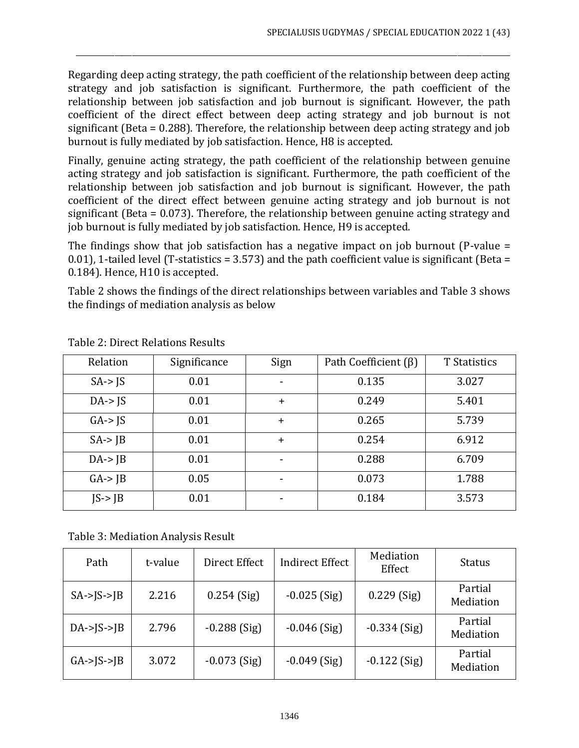Regarding deep acting strategy, the path coefficient of the relationship between deep acting strategy and job satisfaction is significant. Furthermore, the path coefficient of the relationship between job satisfaction and job burnout is significant. However, the path coefficient of the direct effect between deep acting strategy and job burnout is not significant (Beta = 0.288). Therefore, the relationship between deep acting strategy and job burnout is fully mediated by job satisfaction. Hence, H8 is accepted.

Finally, genuine acting strategy, the path coefficient of the relationship between genuine acting strategy and job satisfaction is significant. Furthermore, the path coefficient of the relationship between job satisfaction and job burnout is significant. However, the path coefficient of the direct effect between genuine acting strategy and job burnout is not significant (Beta = 0.073). Therefore, the relationship between genuine acting strategy and job burnout is fully mediated by job satisfaction. Hence, H9 is accepted.

The findings show that job satisfaction has a negative impact on job burnout (P-value = 0.01), 1-tailed level (T-statistics = 3.573) and the path coefficient value is significant (Beta = 0.184). Hence, H10 is accepted.

Table 2 shows the findings of the direct relationships between variables and Table 3 shows the findings of mediation analysis as below

Table 2: Direct Relations Results

| Relation | Significance | Sign | Path Coefficient (β) | T Statistics |
|---|---|---|---|---|
| SA-> JS | 0.01 | - | 0.135 | 3.027 |
| DA-> JS | 0.01 | + | 0.249 | 5.401 |
| GA-> JS | 0.01 | + | 0.265 | 5.739 |
| SA-> JB | 0.01 | + | 0.254 | 6.912 |
| DA-> JB | 0.01 | - | 0.288 | 6.709 |
| GA-> JB | 0.05 | - | 0.073 | 1.788 |
| JS-> JB | 0.01 | - | 0.184 | 3.573 |

Table 3: Mediation Analysis Result

| Path | t-value | Direct Effect | Indirect Effect | Mediation Effect | Status |
|---|---|---|---|---|---|
| SA->JS->JB | 2.216 | 0.254 (Sig) | -0.025 (Sig) | 0.229 (Sig) | Partial Mediation |
| DA->JS->JB | 2.796 | -0.288 (Sig) | -0.046 (Sig) | -0.334 (Sig) | Partial Mediation |
| GA->JS->JB | 3.072 | -0.073 (Sig) | -0.049 (Sig) | -0.122 (Sig) | Partial Mediation |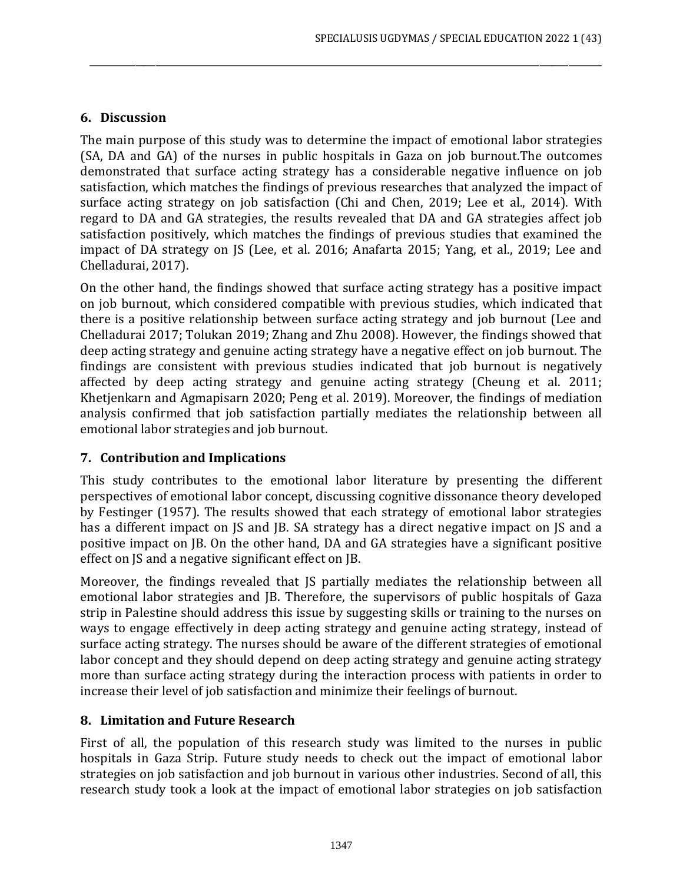## 6. Discussion

The main purpose of this study was to determine the impact of emotional labor strategies (SA, DA and GA) of the nurses in public hospitals in Gaza on job burnout.The outcomes demonstrated that surface acting strategy has a considerable negative influence on job satisfaction, which matches the findings of previous researches that analyzed the impact of surface acting strategy on job satisfaction (Chi and Chen, 2019; Lee et al., 2014). With regard to DA and GA strategies, the results revealed that DA and GA strategies affect job satisfaction positively, which matches the findings of previous studies that examined the impact of DA strategy on JS (Lee, et al. 2016; Anafarta 2015; Yang, et al., 2019; Lee and Chelladurai, 2017).

On the other hand, the findings showed that surface acting strategy has a positive impact on job burnout, which considered compatible with previous studies, which indicated that there is a positive relationship between surface acting strategy and job burnout (Lee and Chelladurai 2017; Tolukan 2019; Zhang and Zhu 2008). However, the findings showed that deep acting strategy and genuine acting strategy have a negative effect on job burnout. The findings are consistent with previous studies indicated that job burnout is negatively affected by deep acting strategy and genuine acting strategy (Cheung et al. 2011; Khetjenkarn and Agmapisarn 2020; Peng et al. 2019). Moreover, the findings of mediation analysis confirmed that job satisfaction partially mediates the relationship between all emotional labor strategies and job burnout.

## 7. Contribution and Implications

This study contributes to the emotional labor literature by presenting the different perspectives of emotional labor concept, discussing cognitive dissonance theory developed by Festinger (1957). The results showed that each strategy of emotional labor strategies has a different impact on JS and JB. SA strategy has a direct negative impact on JS and a positive impact on JB. On the other hand, DA and GA strategies have a significant positive effect on JS and a negative significant effect on JB.

Moreover, the findings revealed that JS partially mediates the relationship between all emotional labor strategies and JB. Therefore, the supervisors of public hospitals of Gaza strip in Palestine should address this issue by suggesting skills or training to the nurses on ways to engage effectively in deep acting strategy and genuine acting strategy, instead of surface acting strategy. The nurses should be aware of the different strategies of emotional labor concept and they should depend on deep acting strategy and genuine acting strategy more than surface acting strategy during the interaction process with patients in order to increase their level of job satisfaction and minimize their feelings of burnout.

## 8. Limitation and Future Research

First of all, the population of this research study was limited to the nurses in public hospitals in Gaza Strip. Future study needs to check out the impact of emotional labor strategies on job satisfaction and job burnout in various other industries. Second of all, this research study took a look at the impact of emotional labor strategies on job satisfaction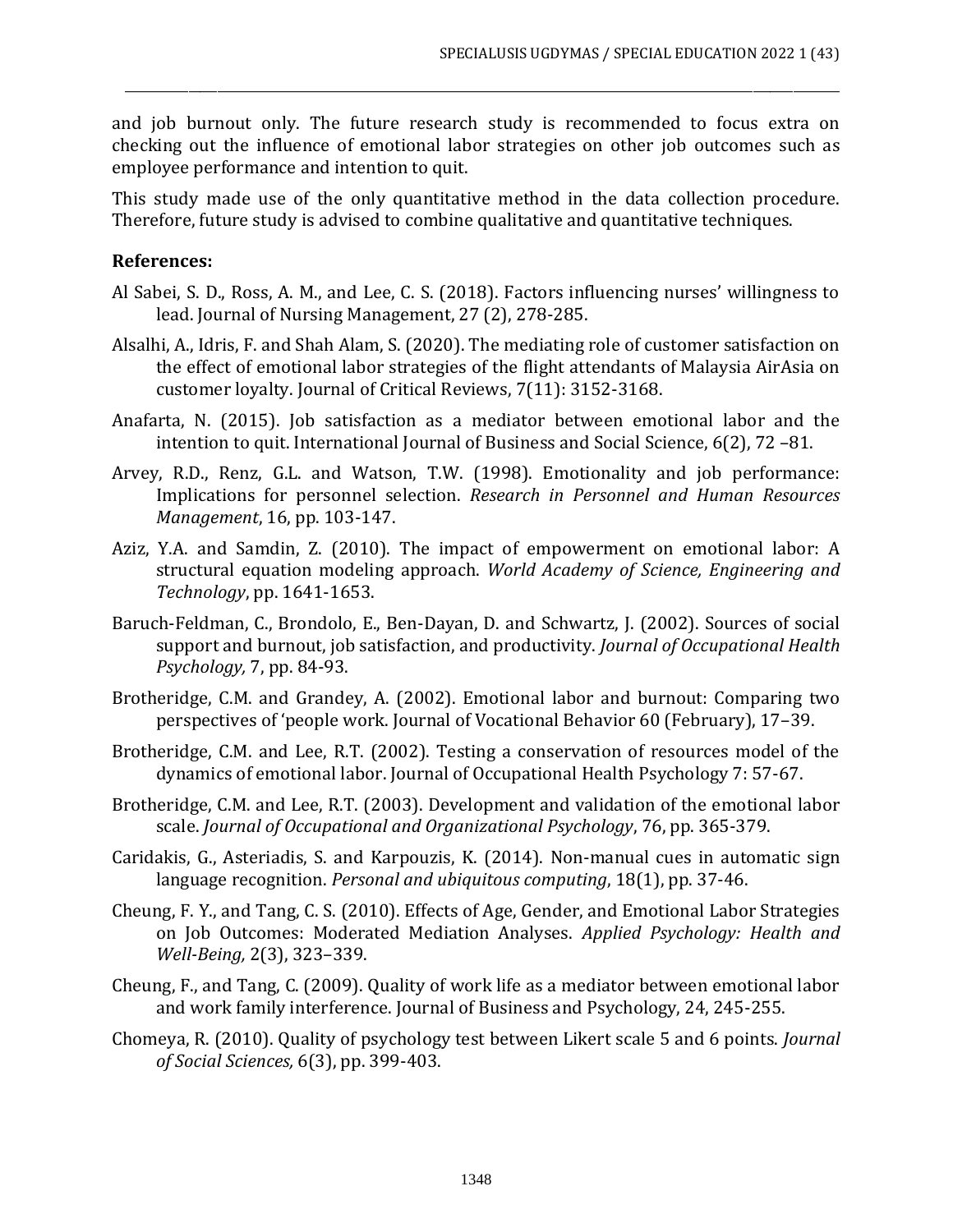and job burnout only. The future research study is recommended to focus extra on checking out the influence of emotional labor strategies on other job outcomes such as employee performance and intention to quit.

This study made use of the only quantitative method in the data collection procedure. Therefore, future study is advised to combine qualitative and quantitative techniques.

**References:**

Al Sabei, S. D., Ross, A. M., and Lee, C. S. (2018). Factors influencing nurses' willingness to lead. Journal of Nursing Management, 27 (2), 278-285.

Alsalhi, A., Idris, F. and Shah Alam, S. (2020). The mediating role of customer satisfaction on the effect of emotional labor strategies of the flight attendants of Malaysia AirAsia on customer loyalty. Journal of Critical Reviews, 7(11): 3152-3168.

Anafarta, N. (2015). Job satisfaction as a mediator between emotional labor and the intention to quit. International Journal of Business and Social Science, 6(2), 72 –81.

Arvey, R.D., Renz, G.L. and Watson, T.W. (1998). Emotionality and job performance: Implications for personnel selection. *Research in Personnel and Human Resources Management*, 16, pp. 103-147.

Aziz, Y.A. and Samdin, Z. (2010). The impact of empowerment on emotional labor: A structural equation modeling approach. *World Academy of Science, Engineering and Technology*, pp. 1641-1653.

Baruch-Feldman, C., Brondolo, E., Ben-Dayan, D. and Schwartz, J. (2002). Sources of social support and burnout, job satisfaction, and productivity. *Journal of Occupational Health Psychology,* 7, pp. 84-93.

Brotheridge, C.M. and Grandey, A. (2002). Emotional labor and burnout: Comparing two perspectives of 'people work. Journal of Vocational Behavior 60 (February), 17–39.

Brotheridge, C.M. and Lee, R.T. (2002). Testing a conservation of resources model of the dynamics of emotional labor. Journal of Occupational Health Psychology 7: 57-67.

Brotheridge, C.M. and Lee, R.T. (2003). Development and validation of the emotional labor scale. *Journal of Occupational and Organizational Psychology*, 76, pp. 365-379.

Caridakis, G., Asteriadis, S. and Karpouzis, K. (2014). Non-manual cues in automatic sign language recognition. *Personal and ubiquitous computing*, 18(1), pp. 37-46.

Cheung, F. Y., and Tang, C. S. (2010). Effects of Age, Gender, and Emotional Labor Strategies on Job Outcomes: Moderated Mediation Analyses. *Applied Psychology: Health and Well-Being,* 2(3), 323–339.

Cheung, F., and Tang, C. (2009). Quality of work life as a mediator between emotional labor and work family interference. Journal of Business and Psychology, 24, 245-255.

Chomeya, R. (2010). Quality of psychology test between Likert scale 5 and 6 points. *Journal of Social Sciences,* 6(3), pp. 399-403.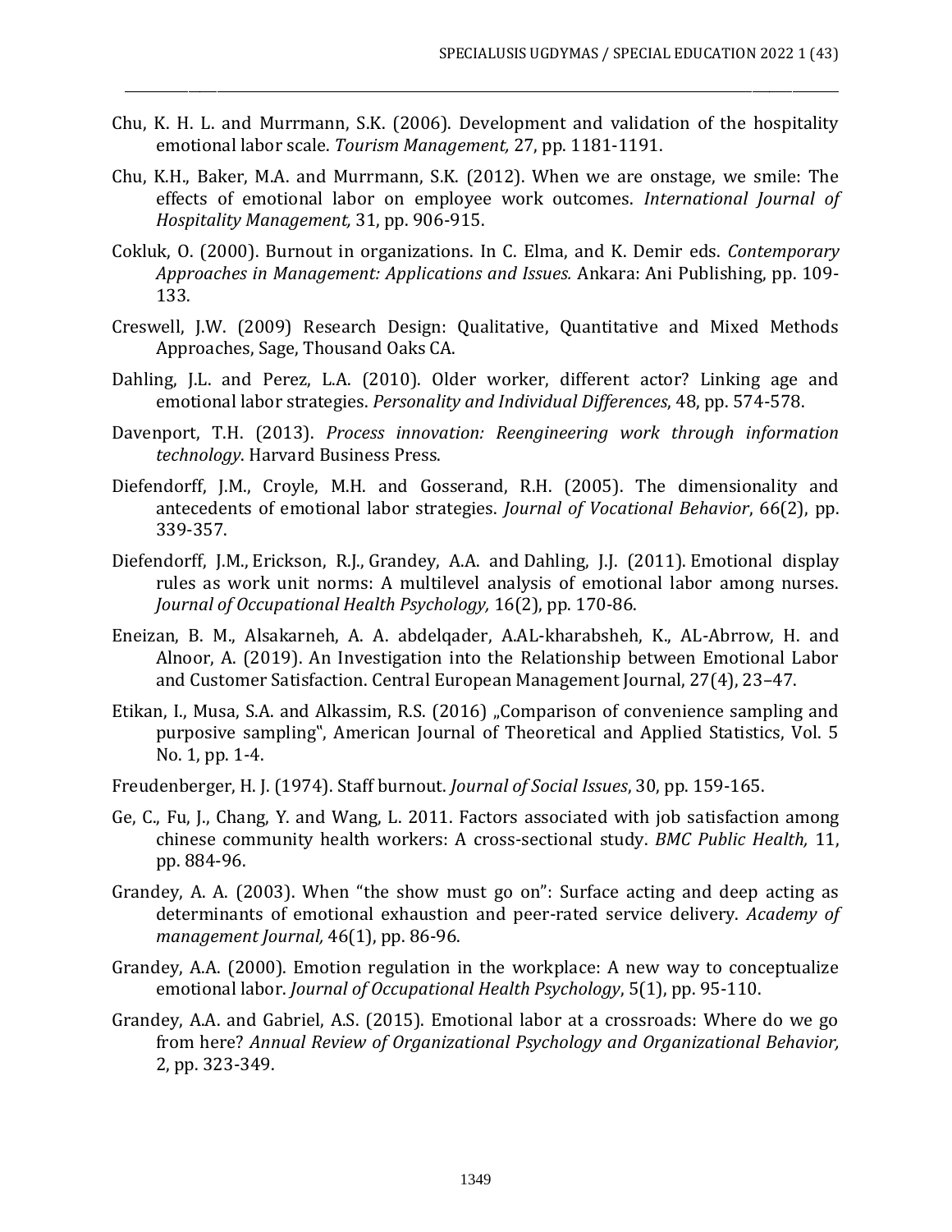Chu, K. H. L. and Murrmann, S.K. (2006). Development and validation of the hospitality emotional labor scale. *Tourism Management,* 27, pp. 1181-1191.

Chu, K.H., Baker, M.A. and Murrmann, S.K. (2012). When we are onstage, we smile: The effects of emotional labor on employee work outcomes. *International Journal of Hospitality Management,* 31, pp. 906-915.

Cokluk, O. (2000). Burnout in organizations. In C. Elma, and K. Demir eds. *Contemporary Approaches in Management: Applications and Issues.* Ankara: Ani Publishing, pp. 109-133.

Creswell, J.W. (2009) Research Design: Qualitative, Quantitative and Mixed Methods Approaches, Sage, Thousand Oaks CA.

Dahling, J.L. and Perez, L.A. (2010). Older worker, different actor? Linking age and emotional labor strategies. *Personality and Individual Differences*, 48, pp. 574-578.

Davenport, T.H. (2013). *Process innovation: Reengineering work through information technology*. Harvard Business Press.

Diefendorff, J.M., Croyle, M.H. and Gosserand, R.H. (2005). The dimensionality and antecedents of emotional labor strategies. *Journal of Vocational Behavior*, 66(2), pp. 339-357.

Diefendorff, J.M., Erickson, R.J., Grandey, A.A. and Dahling, J.J. (2011). Emotional display rules as work unit norms: A multilevel analysis of emotional labor among nurses. *Journal of Occupational Health Psychology,* 16(2), pp. 170-86.

Eneizan, B. M., Alsakarneh, A. A. abdelqader, A.AL-kharabsheh, K., AL-Abrrow, H. and Alnoor, A. (2019). An Investigation into the Relationship between Emotional Labor and Customer Satisfaction. Central European Management Journal, 27(4), 23–47.

Etikan, I., Musa, S.A. and Alkassim, R.S. (2016) „Comparison of convenience sampling and purposive sampling", American Journal of Theoretical and Applied Statistics, Vol. 5 No. 1, pp. 1-4.

Freudenberger, H. J. (1974). Staff burnout. *Journal of Social Issues*, 30, pp. 159-165.

Ge, C., Fu, J., Chang, Y. and Wang, L. 2011. Factors associated with job satisfaction among chinese community health workers: A cross-sectional study. *BMC Public Health,* 11, pp. 884-96.

Grandey, A. A. (2003). When "the show must go on": Surface acting and deep acting as determinants of emotional exhaustion and peer-rated service delivery. *Academy of management Journal,* 46(1), pp. 86-96.

Grandey, A.A. (2000). Emotion regulation in the workplace: A new way to conceptualize emotional labor. *Journal of Occupational Health Psychology*, 5(1), pp. 95-110.

Grandey, A.A. and Gabriel, A.S. (2015). Emotional labor at a crossroads: Where do we go from here? *Annual Review of Organizational Psychology and Organizational Behavior,* 2, pp. 323-349.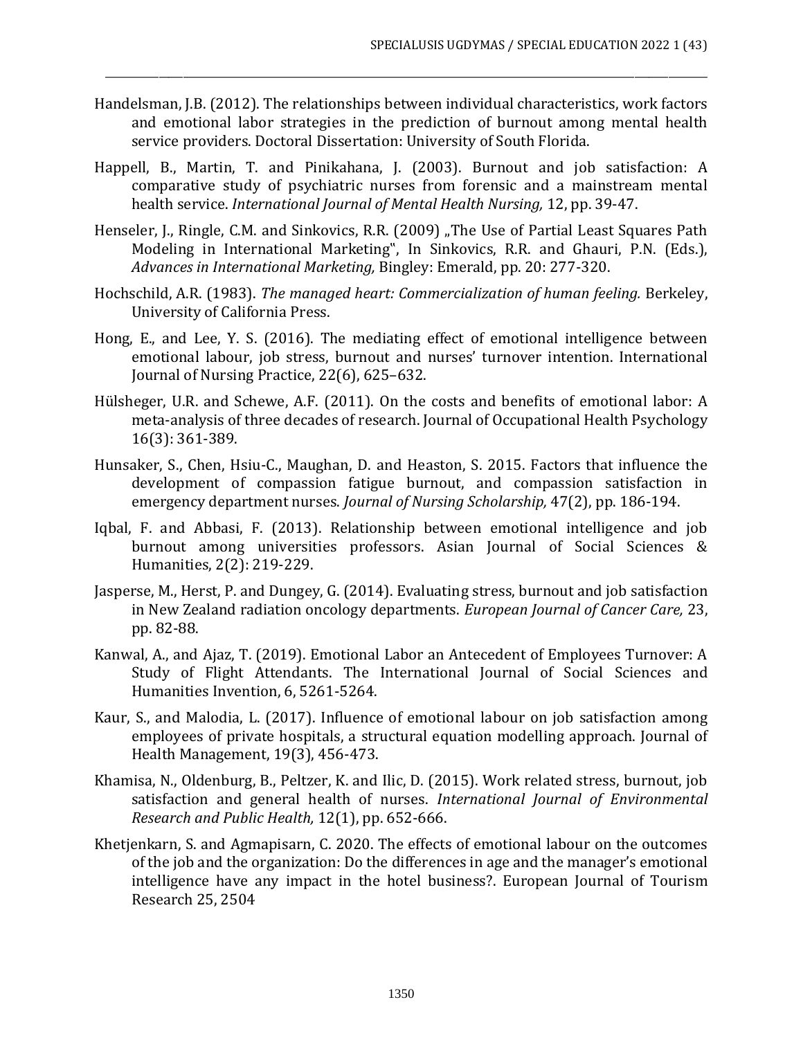Handelsman, J.B. (2012). The relationships between individual characteristics, work factors and emotional labor strategies in the prediction of burnout among mental health service providers. Doctoral Dissertation: University of South Florida.

Happell, B., Martin, T. and Pinikahana, J. (2003). Burnout and job satisfaction: A comparative study of psychiatric nurses from forensic and a mainstream mental health service. *International Journal of Mental Health Nursing,* 12, pp. 39-47.

Henseler, J., Ringle, C.M. and Sinkovics, R.R. (2009) „The Use of Partial Least Squares Path Modeling in International Marketing", In Sinkovics, R.R. and Ghauri, P.N. (Eds.), *Advances in International Marketing,* Bingley: Emerald, pp. 20: 277-320.

Hochschild, A.R. (1983). *The managed heart: Commercialization of human feeling.* Berkeley, University of California Press.

Hong, E., and Lee, Y. S. (2016). The mediating effect of emotional intelligence between emotional labour, job stress, burnout and nurses' turnover intention. International Journal of Nursing Practice, 22(6), 625–632.

Hülsheger, U.R. and Schewe, A.F. (2011). On the costs and benefits of emotional labor: A meta-analysis of three decades of research. Journal of Occupational Health Psychology 16(3): 361-389.

Hunsaker, S., Chen, Hsiu-C., Maughan, D. and Heaston, S. 2015. Factors that influence the development of compassion fatigue burnout, and compassion satisfaction in emergency department nurses. *Journal of Nursing Scholarship,* 47(2), pp. 186-194.

Iqbal, F. and Abbasi, F. (2013). Relationship between emotional intelligence and job burnout among universities professors. Asian Journal of Social Sciences & Humanities, 2(2): 219-229.

Jasperse, M., Herst, P. and Dungey, G. (2014). Evaluating stress, burnout and job satisfaction in New Zealand radiation oncology departments. *European Journal of Cancer Care,* 23, pp. 82-88.

Kanwal, A., and Ajaz, T. (2019). Emotional Labor an Antecedent of Employees Turnover: A Study of Flight Attendants. The International Journal of Social Sciences and Humanities Invention, 6, 5261-5264.

Kaur, S., and Malodia, L. (2017). Influence of emotional labour on job satisfaction among employees of private hospitals, a structural equation modelling approach. Journal of Health Management, 19(3), 456-473.

Khamisa, N., Oldenburg, B., Peltzer, K. and Ilic, D. (2015). Work related stress, burnout, job satisfaction and general health of nurses. *International Journal of Environmental Research and Public Health,* 12(1), pp. 652-666.

Khetjenkarn, S. and Agmapisarn, C. 2020. The effects of emotional labour on the outcomes of the job and the organization: Do the differences in age and the manager's emotional intelligence have any impact in the hotel business?. European Journal of Tourism Research 25, 2504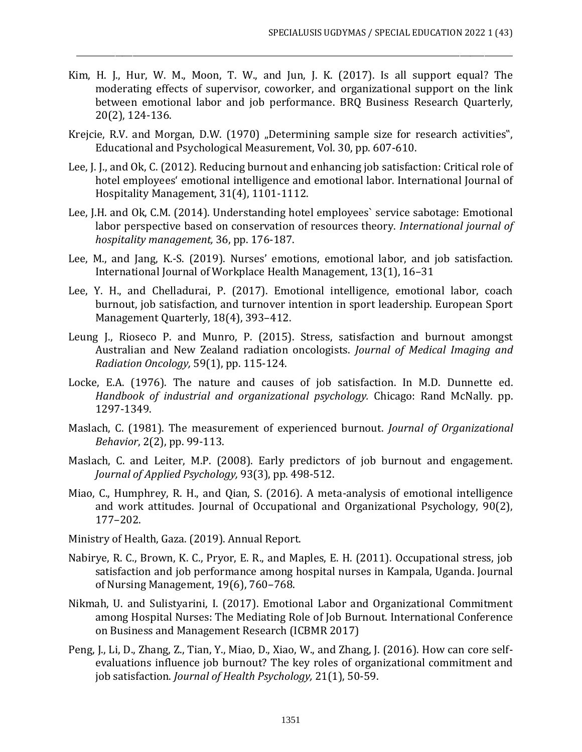Kim, H. J., Hur, W. M., Moon, T. W., and Jun, J. K. (2017). Is all support equal? The moderating effects of supervisor, coworker, and organizational support on the link between emotional labor and job performance. BRQ Business Research Quarterly, 20(2), 124-136.

Krejcie, R.V. and Morgan, D.W. (1970) „Determining sample size for research activities", Educational and Psychological Measurement, Vol. 30, pp. 607-610.

Lee, J. J., and Ok, C. (2012). Reducing burnout and enhancing job satisfaction: Critical role of hotel employees' emotional intelligence and emotional labor. International Journal of Hospitality Management, 31(4), 1101-1112.

Lee, J.H. and Ok, C.M. (2014). Understanding hotel employees` service sabotage: Emotional labor perspective based on conservation of resources theory. *International journal of hospitality management,* 36, pp. 176-187.

Lee, M., and Jang, K.-S. (2019). Nurses' emotions, emotional labor, and job satisfaction. International Journal of Workplace Health Management, 13(1), 16–31

Lee, Y. H., and Chelladurai, P. (2017). Emotional intelligence, emotional labor, coach burnout, job satisfaction, and turnover intention in sport leadership. European Sport Management Quarterly, 18(4), 393–412.

Leung J., Rioseco P. and Munro, P. (2015). Stress, satisfaction and burnout amongst Australian and New Zealand radiation oncologists. *Journal of Medical Imaging and Radiation Oncology,* 59(1), pp. 115-124.

Locke, E.A. (1976). The nature and causes of job satisfaction. In M.D. Dunnette ed. *Handbook of industrial and organizational psychology.* Chicago: Rand McNally. pp. 1297-1349.

Maslach, C. (1981). The measurement of experienced burnout. *Journal of Organizational Behavior*, 2(2), pp. 99-113.

Maslach, C. and Leiter, M.P. (2008). Early predictors of job burnout and engagement. *Journal of Applied Psychology,* 93(3), pp. 498-512.

Miao, C., Humphrey, R. H., and Qian, S. (2016). A meta-analysis of emotional intelligence and work attitudes. Journal of Occupational and Organizational Psychology, 90(2), 177–202.

Ministry of Health, Gaza. (2019). Annual Report.

Nabirye, R. C., Brown, K. C., Pryor, E. R., and Maples, E. H. (2011). Occupational stress, job satisfaction and job performance among hospital nurses in Kampala, Uganda. Journal of Nursing Management, 19(6), 760–768.

Nikmah, U. and Sulistyarini, I. (2017). Emotional Labor and Organizational Commitment among Hospital Nurses: The Mediating Role of Job Burnout. International Conference on Business and Management Research (ICBMR 2017)

Peng, J., Li, D., Zhang, Z., Tian, Y., Miao, D., Xiao, W., and Zhang, J. (2016). How can core self-evaluations influence job burnout? The key roles of organizational commitment and job satisfaction. *Journal of Health Psychology,* 21(1), 50-59.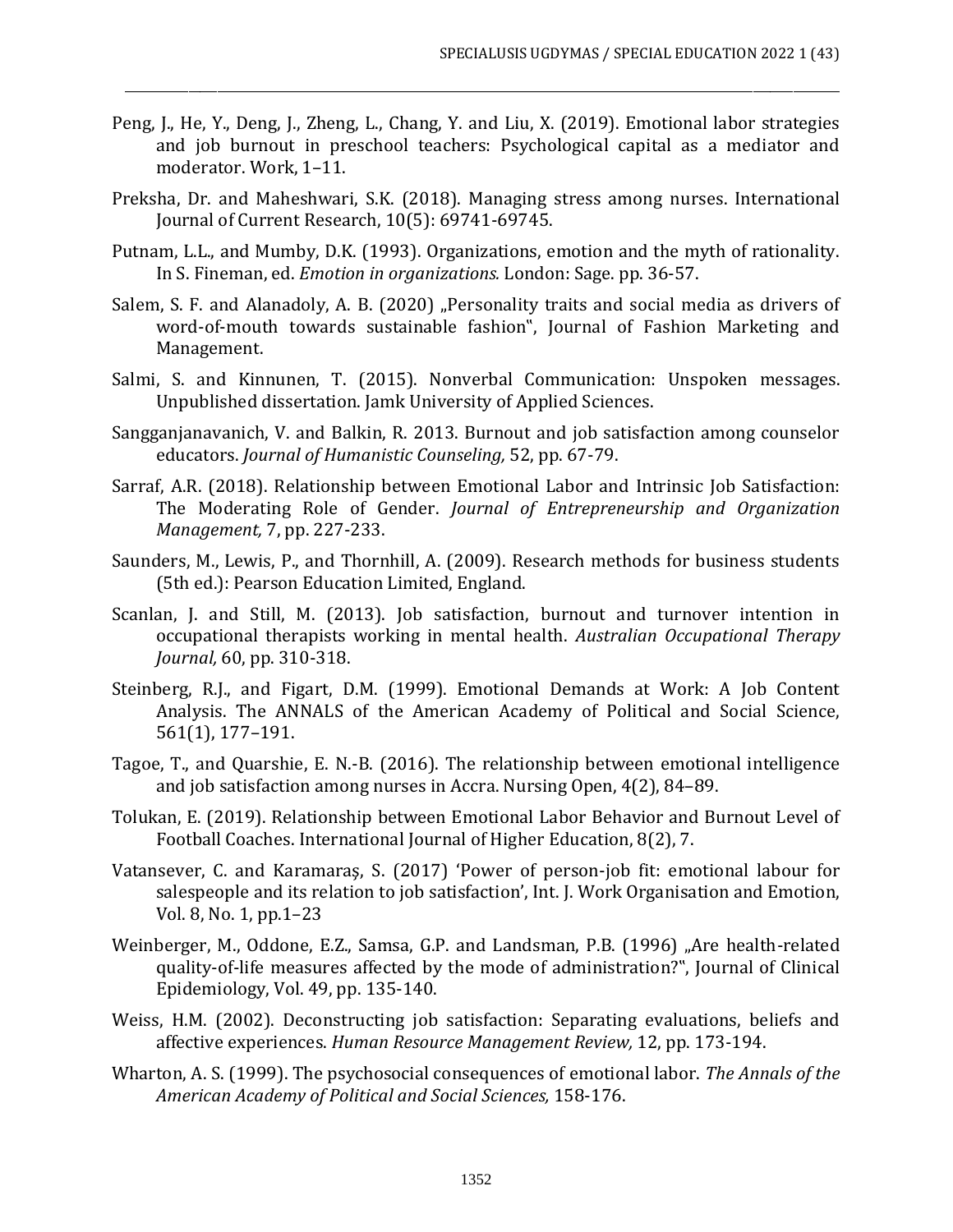Peng, J., He, Y., Deng, J., Zheng, L., Chang, Y. and Liu, X. (2019). Emotional labor strategies and job burnout in preschool teachers: Psychological capital as a mediator and moderator. Work, 1–11.

Preksha, Dr. and Maheshwari, S.K. (2018). Managing stress among nurses. International Journal of Current Research, 10(5): 69741-69745.

Putnam, L.L., and Mumby, D.K. (1993). Organizations, emotion and the myth of rationality. In S. Fineman, ed. *Emotion in organizations.* London: Sage. pp. 36-57.

Salem, S. F. and Alanadoly, A. B. (2020) „Personality traits and social media as drivers of word-of-mouth towards sustainable fashion", Journal of Fashion Marketing and Management.

Salmi, S. and Kinnunen, T. (2015). Nonverbal Communication: Unspoken messages. Unpublished dissertation. Jamk University of Applied Sciences.

Sangganjanavanich, V. and Balkin, R. 2013. Burnout and job satisfaction among counselor educators. *Journal of Humanistic Counseling,* 52, pp. 67-79.

Sarraf, A.R. (2018). Relationship between Emotional Labor and Intrinsic Job Satisfaction: The Moderating Role of Gender. *Journal of Entrepreneurship and Organization Management,* 7, pp. 227-233.

Saunders, M., Lewis, P., and Thornhill, A. (2009). Research methods for business students (5th ed.): Pearson Education Limited, England.

Scanlan, J. and Still, M. (2013). Job satisfaction, burnout and turnover intention in occupational therapists working in mental health. *Australian Occupational Therapy Journal,* 60, pp. 310-318.

Steinberg, R.J., and Figart, D.M. (1999). Emotional Demands at Work: A Job Content Analysis. The ANNALS of the American Academy of Political and Social Science, 561(1), 177–191.

Tagoe, T., and Quarshie, E. N.-B. (2016). The relationship between emotional intelligence and job satisfaction among nurses in Accra. Nursing Open, 4(2), 84–89.

Tolukan, E. (2019). Relationship between Emotional Labor Behavior and Burnout Level of Football Coaches. International Journal of Higher Education, 8(2), 7.

Vatansever, C. and Karamaraș, S. (2017) 'Power of person-job fit: emotional labour for salespeople and its relation to job satisfaction', Int. J. Work Organisation and Emotion, Vol. 8, No. 1, pp.1–23

Weinberger, M., Oddone, E.Z., Samsa, G.P. and Landsman, P.B. (1996) „Are health-related quality-of-life measures affected by the mode of administration?", Journal of Clinical Epidemiology, Vol. 49, pp. 135-140.

Weiss, H.M. (2002). Deconstructing job satisfaction: Separating evaluations, beliefs and affective experiences. *Human Resource Management Review,* 12, pp. 173-194.

Wharton, A. S. (1999). The psychosocial consequences of emotional labor. *The Annals of the American Academy of Political and Social Sciences,* 158-176.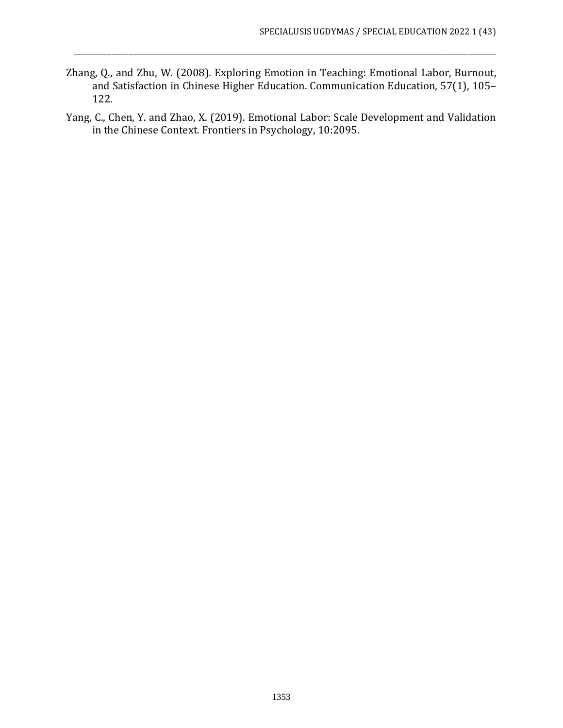Zhang, Q., and Zhu, W. (2008). Exploring Emotion in Teaching: Emotional Labor, Burnout, and Satisfaction in Chinese Higher Education. Communication Education, 57(1), 105–122.

Yang, C., Chen, Y. and Zhao, X. (2019). Emotional Labor: Scale Development and Validation in the Chinese Context. Frontiers in Psychology, 10:2095.